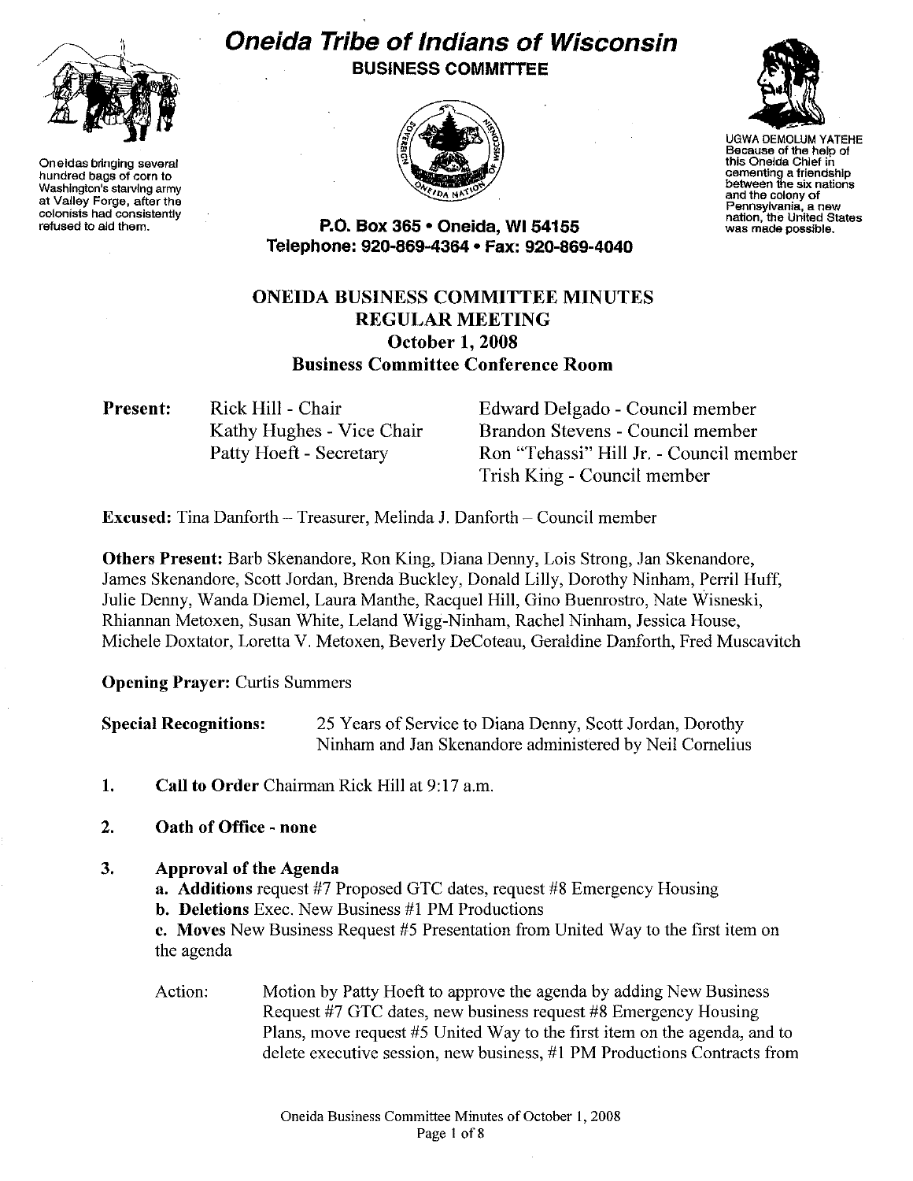# Oneida Tribe of Indians of Wisconsin

**BUSINESS COMMITTEE**

Oneidas bringing several hundred bags of corn to Washington's starving army at Valley Forge, after the colonists had consistently refused to aid them.

UGWA DEMOLUM YATEHE
Because of the help of this Oneida Chief in cementing a friendship between the six nations and the colony of Pennsylvania, a new nation, the United States was made possible.

**P.O. Box 365 • Oneida, WI 54155**
**Telephone: 920-869-4364 • Fax: 920-869-4040**

## ONEIDA BUSINESS COMMITTEE MINUTES
## REGULAR MEETING
## October 1, 2008
## Business Committee Conference Room

**Present:**
Rick Hill - Chair
Kathy Hughes - Vice Chair
Patty Hoeft - Secretary
Edward Delgado - Council member
Brandon Stevens - Council member
Ron "Tehassi" Hill Jr. - Council member
Trish King - Council member

**Excused:** Tina Danforth – Treasurer, Melinda J. Danforth – Council member

**Others Present:** Barb Skenandore, Ron King, Diana Denny, Lois Strong, Jan Skenandore, James Skenandore, Scott Jordan, Brenda Buckley, Donald Lilly, Dorothy Ninham, Perril Huff, Julie Denny, Wanda Diemel, Laura Manthe, Racquel Hill, Gino Buenrostro, Nate Wisneski, Rhiannan Metoxen, Susan White, Leland Wigg-Ninham, Rachel Ninham, Jessica House, Michele Doxtator, Loretta V. Metoxen, Beverly DeCoteau, Geraldine Danforth, Fred Muscavitch

**Opening Prayer:** Curtis Summers

**Special Recognitions:** 25 Years of Service to Diana Denny, Scott Jordan, Dorothy Ninham and Jan Skenandore administered by Neil Cornelius

1. **Call to Order** Chairman Rick Hill at 9:17 a.m.

2. **Oath of Office - none**

3. **Approval of the Agenda**
   **a. Additions** request #7 Proposed GTC dates, request #8 Emergency Housing
   **b. Deletions** Exec. New Business #1 PM Productions
   **c. Moves** New Business Request #5 Presentation from United Way to the first item on the agenda

   Action: Motion by Patty Hoeft to approve the agenda by adding New Business Request #7 GTC dates, new business request #8 Emergency Housing Plans, move request #5 United Way to the first item on the agenda, and to delete executive session, new business, #1 PM Productions Contracts from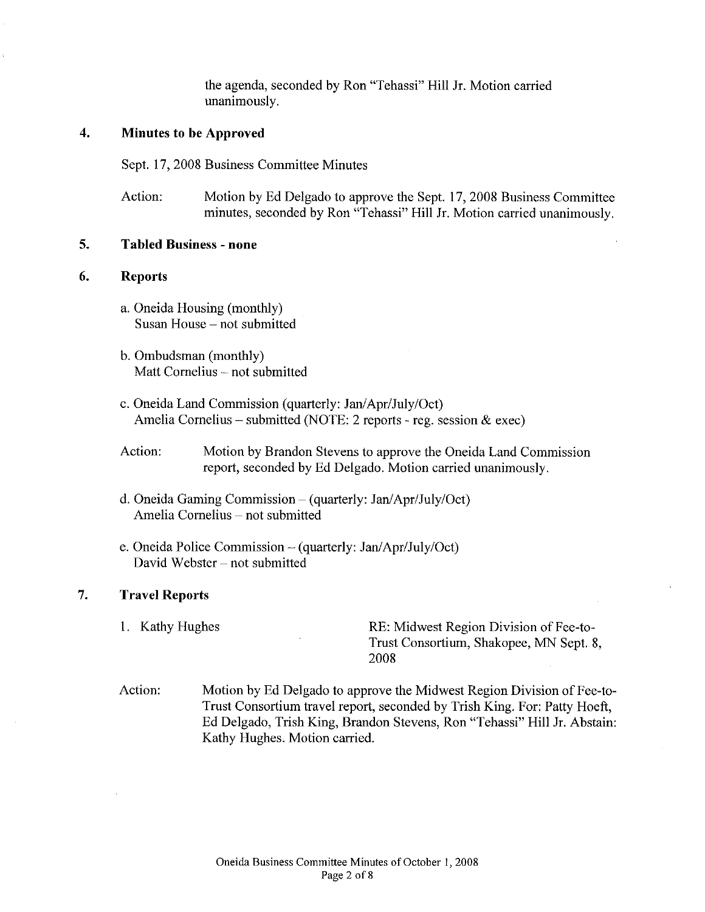the agenda, seconded by Ron "Tehassi" Hill Jr. Motion carried unanimously.

## 4. Minutes to be Approved

Sept. 17, 2008 Business Committee Minutes

Action: Motion by Ed Delgado to approve the Sept. 17, 2008 Business Committee minutes, seconded by Ron "Tehassi" Hill Jr. Motion carried unanimously.

## 5. Tabled Business - none

## 6. Reports

a. Oneida Housing (monthly)
Susan House – not submitted

b. Ombudsman (monthly)
Matt Cornelius – not submitted

c. Oneida Land Commission (quarterly: Jan/Apr/July/Oct)
Amelia Cornelius – submitted (NOTE: 2 reports - reg. session & exec)

Action: Motion by Brandon Stevens to approve the Oneida Land Commission report, seconded by Ed Delgado. Motion carried unanimously.

d. Oneida Gaming Commission – (quarterly: Jan/Apr/July/Oct)
Amelia Cornelius – not submitted

e. Oneida Police Commission – (quarterly: Jan/Apr/July/Oct)
David Webster – not submitted

## 7. Travel Reports

1. Kathy Hughes — RE: Midwest Region Division of Fee-to-Trust Consortium, Shakopee, MN Sept. 8, 2008

Action: Motion by Ed Delgado to approve the Midwest Region Division of Fee-to-Trust Consortium travel report, seconded by Trish King. For: Patty Hoeft, Ed Delgado, Trish King, Brandon Stevens, Ron "Tehassi" Hill Jr. Abstain: Kathy Hughes. Motion carried.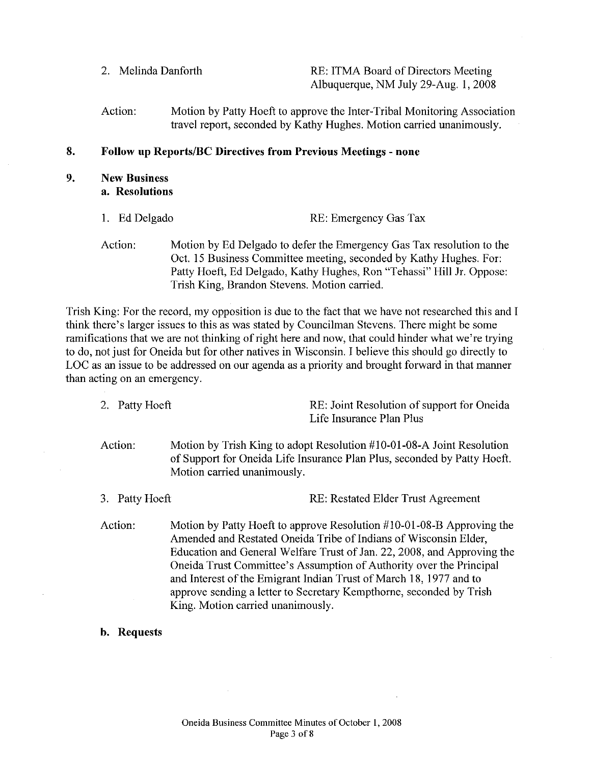2. Melinda Danforth — RE: ITMA Board of Directors Meeting Albuquerque, NM July 29-Aug. 1, 2008

Action: Motion by Patty Hoeft to approve the Inter-Tribal Monitoring Association travel report, seconded by Kathy Hughes. Motion carried unanimously.

## 8. Follow up Reports/BC Directives from Previous Meetings - none

## 9. New Business

### a. Resolutions

1. Ed Delgado — RE: Emergency Gas Tax

Action: Motion by Ed Delgado to defer the Emergency Gas Tax resolution to the Oct. 15 Business Committee meeting, seconded by Kathy Hughes. For: Patty Hoeft, Ed Delgado, Kathy Hughes, Ron "Tehassi" Hill Jr. Oppose: Trish King, Brandon Stevens. Motion carried.

Trish King: For the record, my opposition is due to the fact that we have not researched this and I think there's larger issues to this as was stated by Councilman Stevens. There might be some ramifications that we are not thinking of right here and now, that could hinder what we're trying to do, not just for Oneida but for other natives in Wisconsin. I believe this should go directly to LOC as an issue to be addressed on our agenda as a priority and brought forward in that manner than acting on an emergency.

2. Patty Hoeft — RE: Joint Resolution of support for Oneida Life Insurance Plan Plus

Action: Motion by Trish King to adopt Resolution #10-01-08-A Joint Resolution of Support for Oneida Life Insurance Plan Plus, seconded by Patty Hoeft. Motion carried unanimously.

3. Patty Hoeft — RE: Restated Elder Trust Agreement

Action: Motion by Patty Hoeft to approve Resolution #10-01-08-B Approving the Amended and Restated Oneida Tribe of Indians of Wisconsin Elder, Education and General Welfare Trust of Jan. 22, 2008, and Approving the Oneida Trust Committee's Assumption of Authority over the Principal and Interest of the Emigrant Indian Trust of March 18, 1977 and to approve sending a letter to Secretary Kempthorne, seconded by Trish King. Motion carried unanimously.

### b. Requests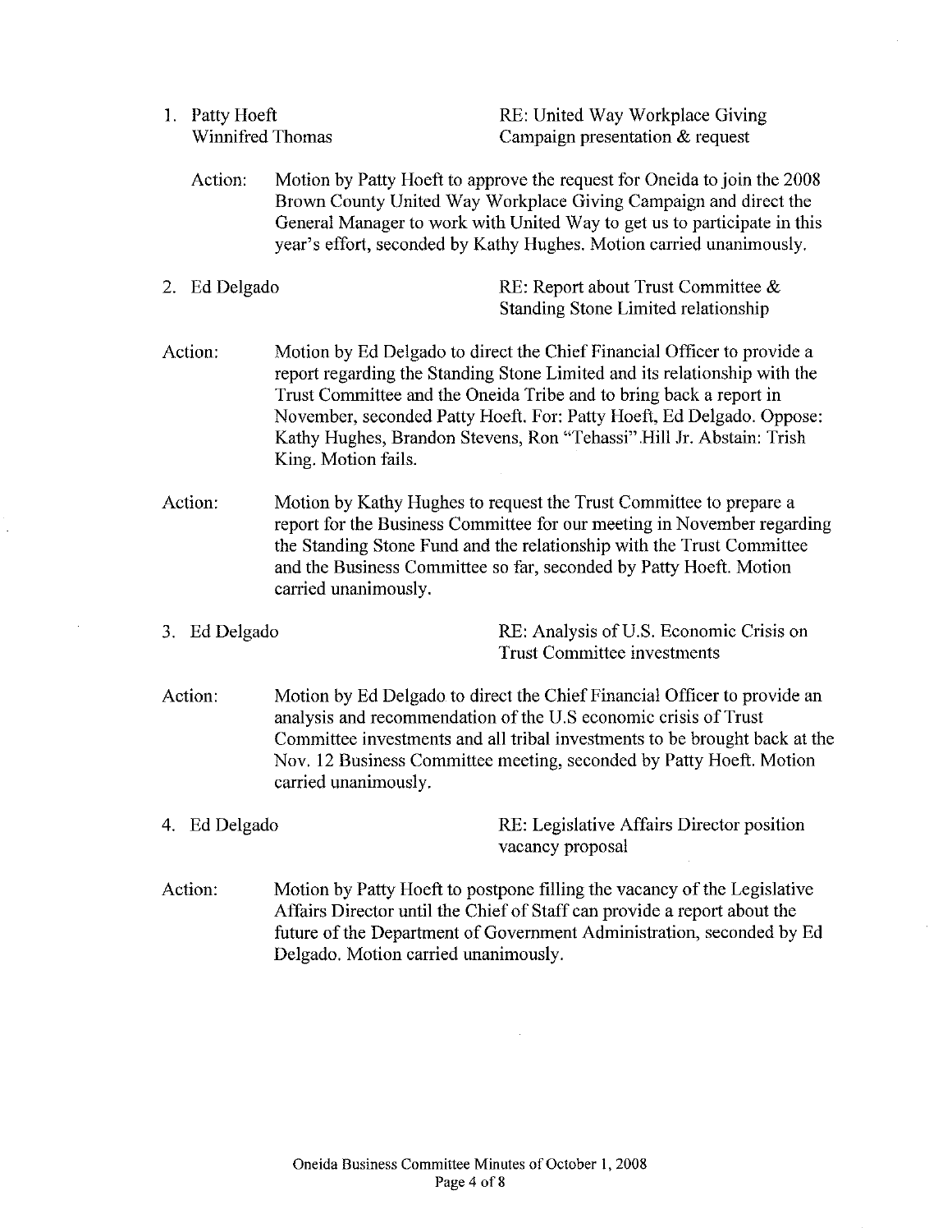1. Patty Hoeft
   Winnifred Thomas

   RE: United Way Workplace Giving Campaign presentation & request

   Action: Motion by Patty Hoeft to approve the request for Oneida to join the 2008 Brown County United Way Workplace Giving Campaign and direct the General Manager to work with United Way to get us to participate in this year's effort, seconded by Kathy Hughes. Motion carried unanimously.

2. Ed Delgado

   RE: Report about Trust Committee & Standing Stone Limited relationship

Action: Motion by Ed Delgado to direct the Chief Financial Officer to provide a report regarding the Standing Stone Limited and its relationship with the Trust Committee and the Oneida Tribe and to bring back a report in November, seconded Patty Hoeft. For: Patty Hoeft, Ed Delgado. Oppose: Kathy Hughes, Brandon Stevens, Ron "Tehassi" Hill Jr. Abstain: Trish King. Motion fails.

Action: Motion by Kathy Hughes to request the Trust Committee to prepare a report for the Business Committee for our meeting in November regarding the Standing Stone Fund and the relationship with the Trust Committee and the Business Committee so far, seconded by Patty Hoeft. Motion carried unanimously.

3. Ed Delgado

   RE: Analysis of U.S. Economic Crisis on Trust Committee investments

Action: Motion by Ed Delgado to direct the Chief Financial Officer to provide an analysis and recommendation of the U.S economic crisis of Trust Committee investments and all tribal investments to be brought back at the Nov. 12 Business Committee meeting, seconded by Patty Hoeft. Motion carried unanimously.

4. Ed Delgado

   RE: Legislative Affairs Director position vacancy proposal

Action: Motion by Patty Hoeft to postpone filling the vacancy of the Legislative Affairs Director until the Chief of Staff can provide a report about the future of the Department of Government Administration, seconded by Ed Delgado. Motion carried unanimously.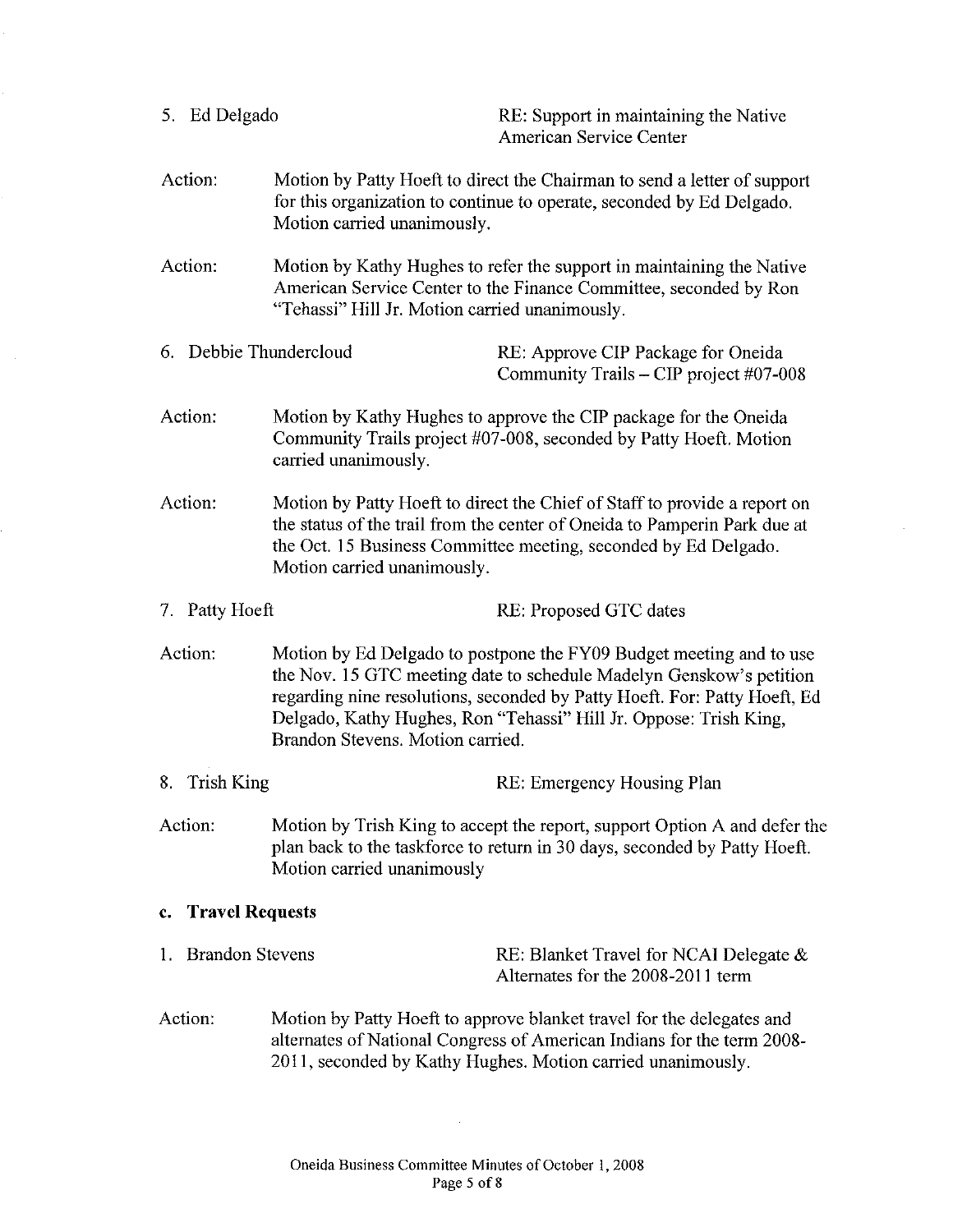5. Ed Delgado — RE: Support in maintaining the Native American Service Center

Action: Motion by Patty Hoeft to direct the Chairman to send a letter of support for this organization to continue to operate, seconded by Ed Delgado. Motion carried unanimously.

Action: Motion by Kathy Hughes to refer the support in maintaining the Native American Service Center to the Finance Committee, seconded by Ron "Tehassi" Hill Jr. Motion carried unanimously.

6. Debbie Thundercloud — RE: Approve CIP Package for Oneida Community Trails – CIP project #07-008

Action: Motion by Kathy Hughes to approve the CIP package for the Oneida Community Trails project #07-008, seconded by Patty Hoeft. Motion carried unanimously.

Action: Motion by Patty Hoeft to direct the Chief of Staff to provide a report on the status of the trail from the center of Oneida to Pamperin Park due at the Oct. 15 Business Committee meeting, seconded by Ed Delgado. Motion carried unanimously.

7. Patty Hoeft — RE: Proposed GTC dates

Action: Motion by Ed Delgado to postpone the FY09 Budget meeting and to use the Nov. 15 GTC meeting date to schedule Madelyn Genskow's petition regarding nine resolutions, seconded by Patty Hoeft. For: Patty Hoeft, Ed Delgado, Kathy Hughes, Ron "Tehassi" Hill Jr. Oppose: Trish King, Brandon Stevens. Motion carried.

8. Trish King — RE: Emergency Housing Plan

Action: Motion by Trish King to accept the report, support Option A and defer the plan back to the taskforce to return in 30 days, seconded by Patty Hoeft. Motion carried unanimously

### c. Travel Requests

1. Brandon Stevens — RE: Blanket Travel for NCAI Delegate & Alternates for the 2008-2011 term

Action: Motion by Patty Hoeft to approve blanket travel for the delegates and alternates of National Congress of American Indians for the term 2008-2011, seconded by Kathy Hughes. Motion carried unanimously.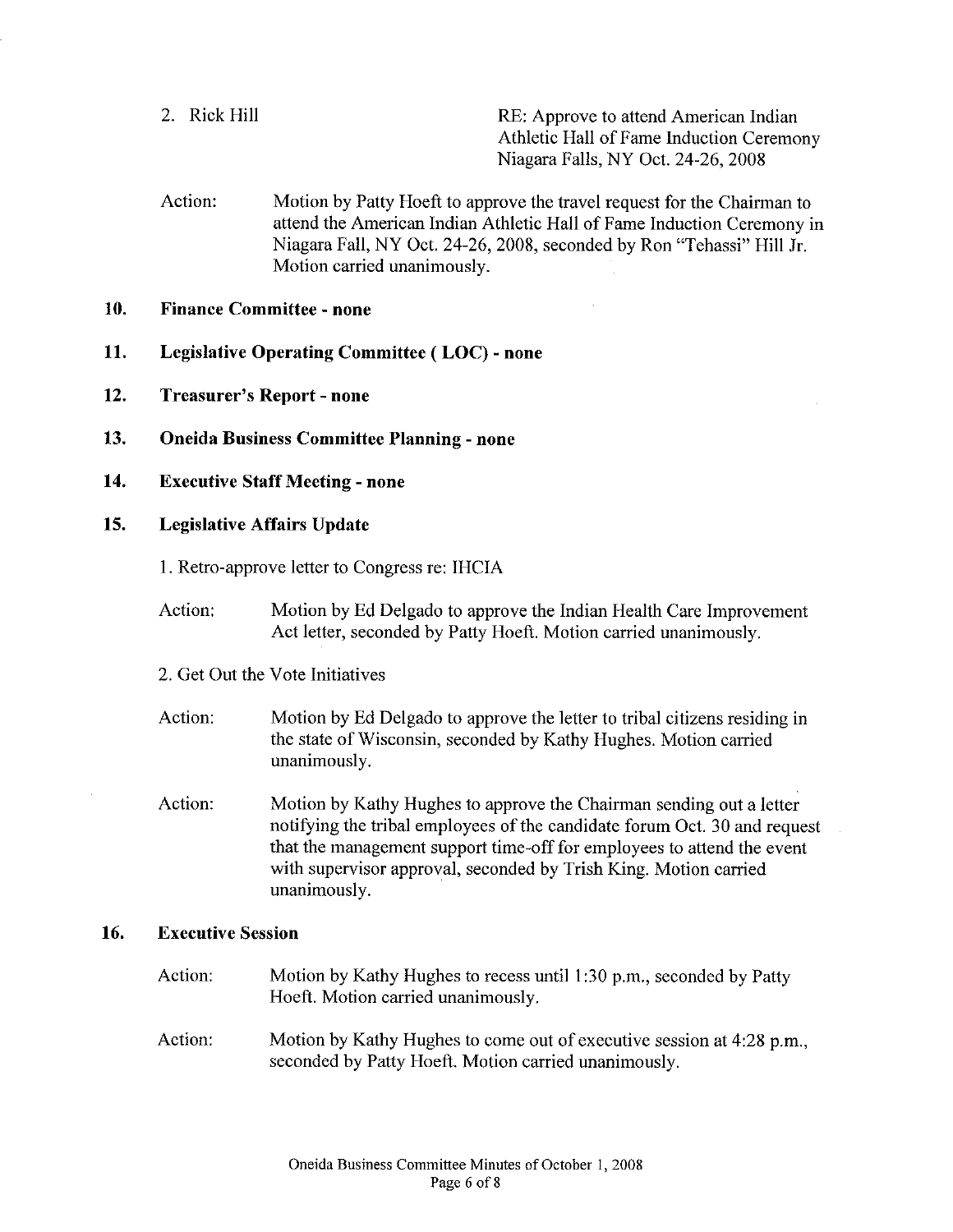2. Rick Hill

RE: Approve to attend American Indian Athletic Hall of Fame Induction Ceremony Niagara Falls, NY Oct. 24-26, 2008

Action: Motion by Patty Hoeft to approve the travel request for the Chairman to attend the American Indian Athletic Hall of Fame Induction Ceremony in Niagara Fall, NY Oct. 24-26, 2008, seconded by Ron "Tehassi" Hill Jr. Motion carried unanimously.

## 10. Finance Committee - none

## 11. Legislative Operating Committee ( LOC) - none

## 12. Treasurer's Report - none

## 13. Oneida Business Committee Planning - none

## 14. Executive Staff Meeting - none

## 15. Legislative Affairs Update

1. Retro-approve letter to Congress re: IHCIA

Action: Motion by Ed Delgado to approve the Indian Health Care Improvement Act letter, seconded by Patty Hoeft. Motion carried unanimously.

2. Get Out the Vote Initiatives

Action: Motion by Ed Delgado to approve the letter to tribal citizens residing in the state of Wisconsin, seconded by Kathy Hughes. Motion carried unanimously.

Action: Motion by Kathy Hughes to approve the Chairman sending out a letter notifying the tribal employees of the candidate forum Oct. 30 and request that the management support time-off for employees to attend the event with supervisor approval, seconded by Trish King. Motion carried unanimously.

## 16. Executive Session

Action: Motion by Kathy Hughes to recess until 1:30 p.m., seconded by Patty Hoeft. Motion carried unanimously.

Action: Motion by Kathy Hughes to come out of executive session at 4:28 p.m., seconded by Patty Hoeft. Motion carried unanimously.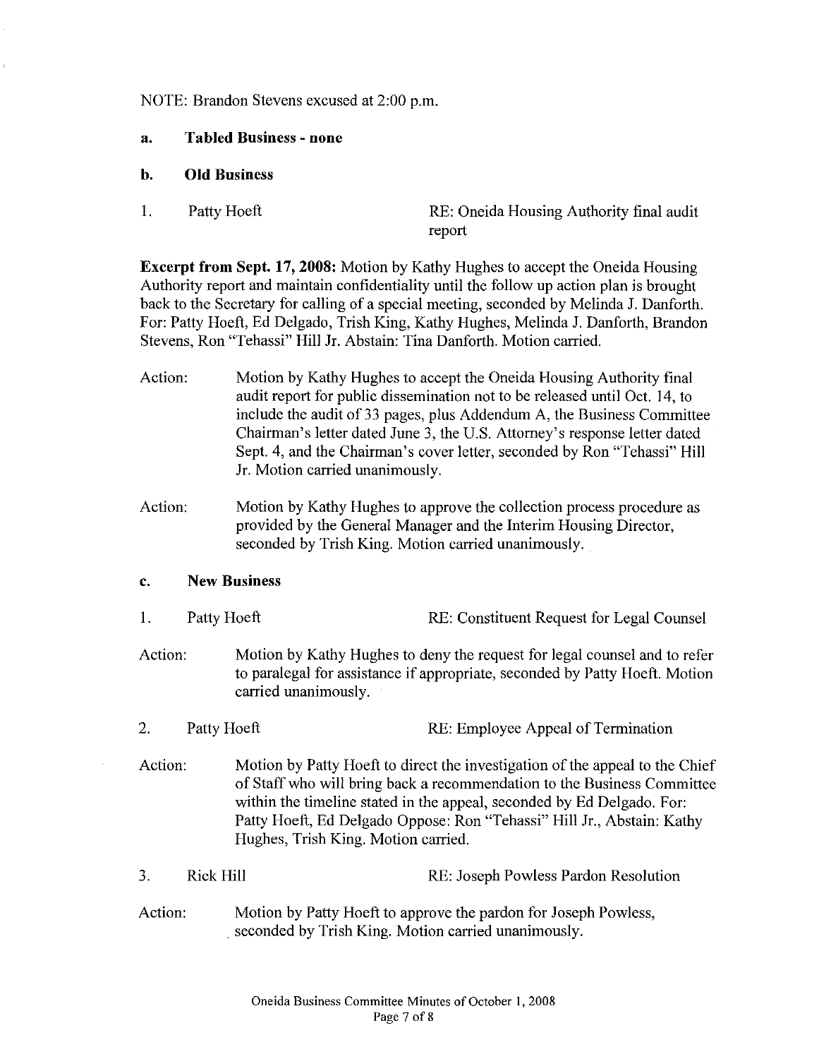NOTE: Brandon Stevens excused at 2:00 p.m.

**a. Tabled Business - none**

**b. Old Business**

1. Patty Hoeft — RE: Oneida Housing Authority final audit report

**Excerpt from Sept. 17, 2008:** Motion by Kathy Hughes to accept the Oneida Housing Authority report and maintain confidentiality until the follow up action plan is brought back to the Secretary for calling of a special meeting, seconded by Melinda J. Danforth. For: Patty Hoeft, Ed Delgado, Trish King, Kathy Hughes, Melinda J. Danforth, Brandon Stevens, Ron "Tehassi" Hill Jr. Abstain: Tina Danforth. Motion carried.

Action: Motion by Kathy Hughes to accept the Oneida Housing Authority final audit report for public dissemination not to be released until Oct. 14, to include the audit of 33 pages, plus Addendum A, the Business Committee Chairman's letter dated June 3, the U.S. Attorney's response letter dated Sept. 4, and the Chairman's cover letter, seconded by Ron "Tehassi" Hill Jr. Motion carried unanimously.

Action: Motion by Kathy Hughes to approve the collection process procedure as provided by the General Manager and the Interim Housing Director, seconded by Trish King. Motion carried unanimously.

**c. New Business**

1. Patty Hoeft — RE: Constituent Request for Legal Counsel

Action: Motion by Kathy Hughes to deny the request for legal counsel and to refer to paralegal for assistance if appropriate, seconded by Patty Hoeft. Motion carried unanimously.

2. Patty Hoeft — RE: Employee Appeal of Termination

Action: Motion by Patty Hoeft to direct the investigation of the appeal to the Chief of Staff who will bring back a recommendation to the Business Committee within the timeline stated in the appeal, seconded by Ed Delgado. For: Patty Hoeft, Ed Delgado Oppose: Ron "Tehassi" Hill Jr., Abstain: Kathy Hughes, Trish King. Motion carried.

3. Rick Hill — RE: Joseph Powless Pardon Resolution

Action: Motion by Patty Hoeft to approve the pardon for Joseph Powless, seconded by Trish King. Motion carried unanimously.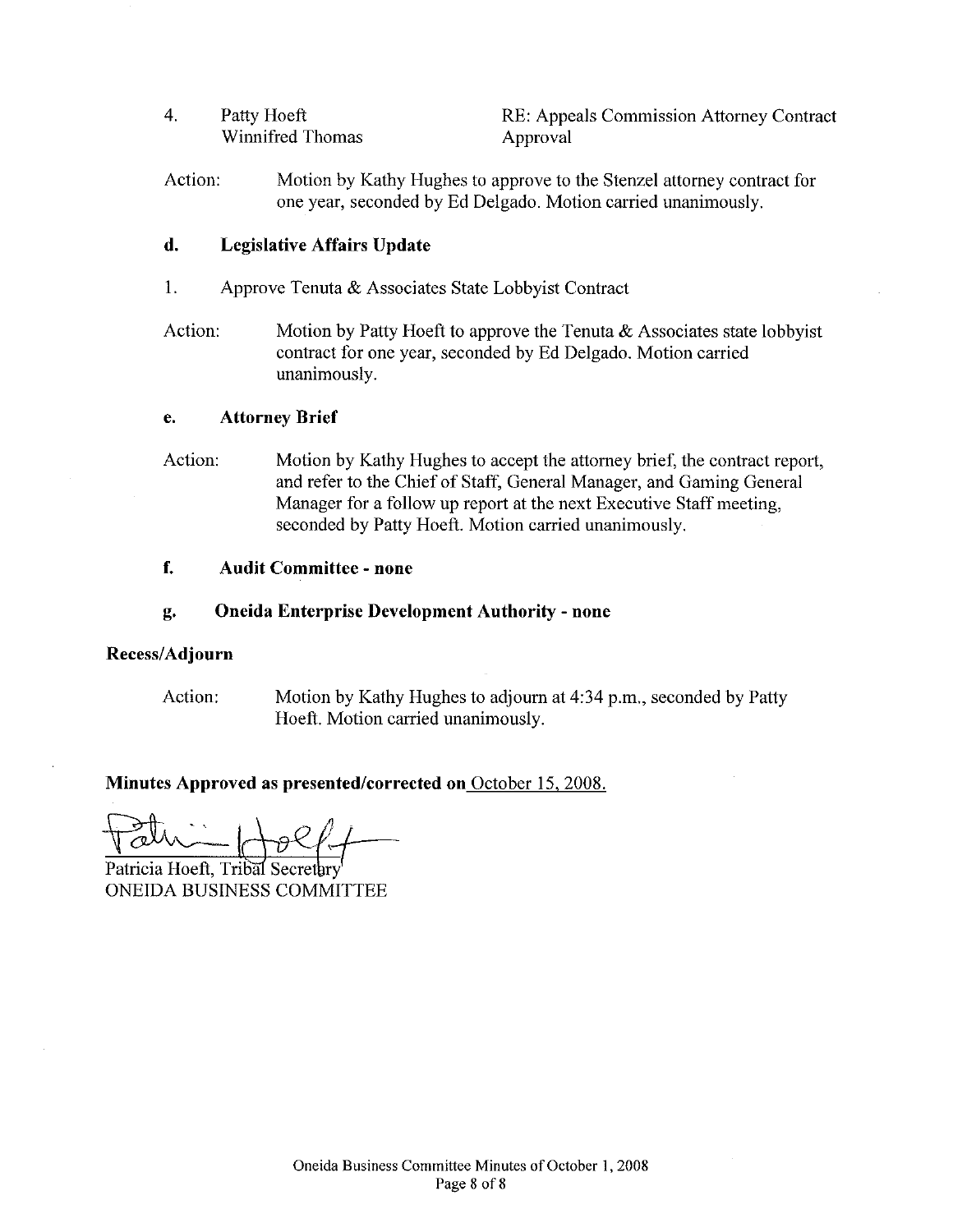4. Patty Hoeft
   Winnifred Thomas
   RE: Appeals Commission Attorney Contract Approval

Action: Motion by Kathy Hughes to approve to the Stenzel attorney contract for one year, seconded by Ed Delgado. Motion carried unanimously.

**d. Legislative Affairs Update**

1. Approve Tenuta & Associates State Lobbyist Contract

Action: Motion by Patty Hoeft to approve the Tenuta & Associates state lobbyist contract for one year, seconded by Ed Delgado. Motion carried unanimously.

**e. Attorney Brief**

Action: Motion by Kathy Hughes to accept the attorney brief, the contract report, and refer to the Chief of Staff, General Manager, and Gaming General Manager for a follow up report at the next Executive Staff meeting, seconded by Patty Hoeft. Motion carried unanimously.

**f. Audit Committee - none**

**g. Oneida Enterprise Development Authority - none**

**Recess/Adjourn**

Action: Motion by Kathy Hughes to adjourn at 4:34 p.m., seconded by Patty Hoeft. Motion carried unanimously.

**Minutes Approved as presented/corrected on** October 15, 2008.

Patricia Hoeft, Tribal Secretary
ONEIDA BUSINESS COMMITTEE